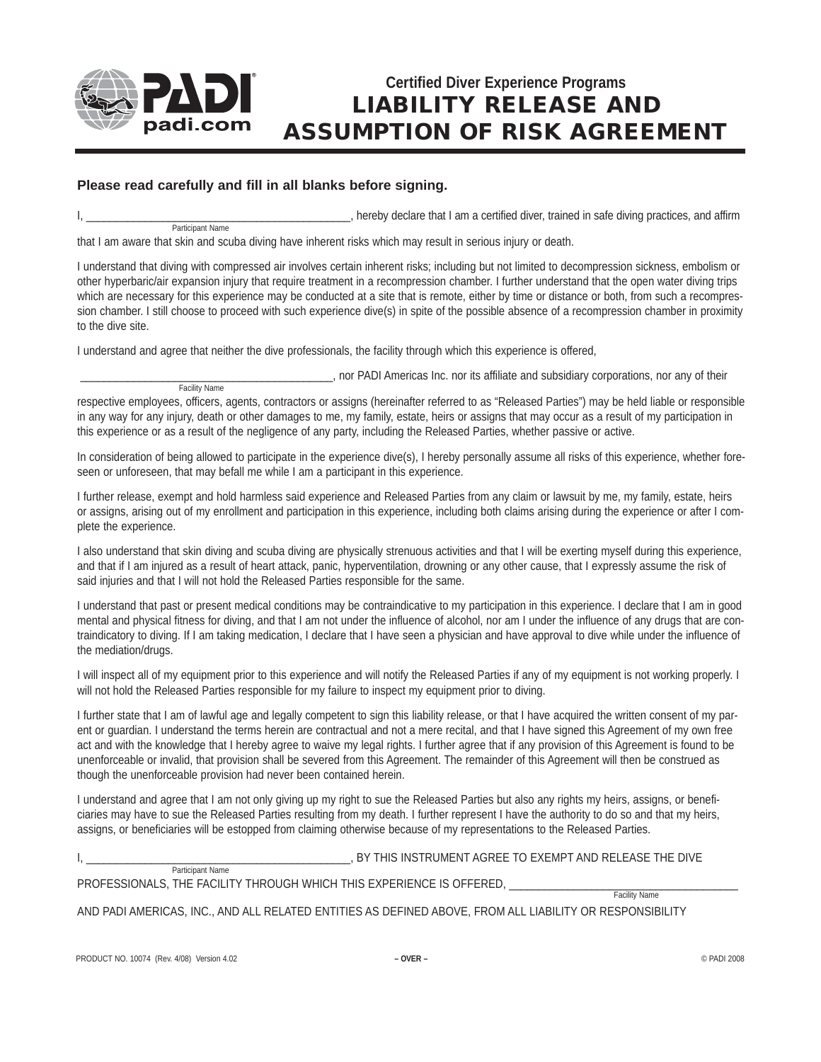# Certified Diver Experience Programs
# LIABILITY RELEASE AND ASSUMPTION OF RISK AGREEMENT

**Please read carefully and fill in all blanks before signing.**

I, _____________________________________________ (Participant Name), hereby declare that I am a certified diver, trained in safe diving practices, and affirm that I am aware that skin and scuba diving have inherent risks which may result in serious injury or death.

I understand that diving with compressed air involves certain inherent risks; including but not limited to decompression sickness, embolism or other hyperbaric/air expansion injury that require treatment in a recompression chamber. I further understand that the open water diving trips which are necessary for this experience may be conducted at a site that is remote, either by time or distance or both, from such a recompression chamber. I still choose to proceed with such experience dive(s) in spite of the possible absence of a recompression chamber in proximity to the dive site.

I understand and agree that neither the dive professionals, the facility through which this experience is offered,

_____________________________________________ (Facility Name), nor PADI Americas Inc. nor its affiliate and subsidiary corporations, nor any of their respective employees, officers, agents, contractors or assigns (hereinafter referred to as "Released Parties") may be held liable or responsible in any way for any injury, death or other damages to me, my family, estate, heirs or assigns that may occur as a result of my participation in this experience or as a result of the negligence of any party, including the Released Parties, whether passive or active.

In consideration of being allowed to participate in the experience dive(s), I hereby personally assume all risks of this experience, whether foreseen or unforeseen, that may befall me while I am a participant in this experience.

I further release, exempt and hold harmless said experience and Released Parties from any claim or lawsuit by me, my family, estate, heirs or assigns, arising out of my enrollment and participation in this experience, including both claims arising during the experience or after I complete the experience.

I also understand that skin diving and scuba diving are physically strenuous activities and that I will be exerting myself during this experience, and that if I am injured as a result of heart attack, panic, hyperventilation, drowning or any other cause, that I expressly assume the risk of said injuries and that I will not hold the Released Parties responsible for the same.

I understand that past or present medical conditions may be contraindicative to my participation in this experience. I declare that I am in good mental and physical fitness for diving, and that I am not under the influence of alcohol, nor am I under the influence of any drugs that are contraindicatory to diving. If I am taking medication, I declare that I have seen a physician and have approval to dive while under the influence of the mediation/drugs.

I will inspect all of my equipment prior to this experience and will notify the Released Parties if any of my equipment is not working properly. I will not hold the Released Parties responsible for my failure to inspect my equipment prior to diving.

I further state that I am of lawful age and legally competent to sign this liability release, or that I have acquired the written consent of my parent or guardian. I understand the terms herein are contractual and not a mere recital, and that I have signed this Agreement of my own free act and with the knowledge that I hereby agree to waive my legal rights. I further agree that if any provision of this Agreement is found to be unenforceable or invalid, that provision shall be severed from this Agreement. The remainder of this Agreement will then be construed as though the unenforceable provision had never been contained herein.

I understand and agree that I am not only giving up my right to sue the Released Parties but also any rights my heirs, assigns, or beneficiaries may have to sue the Released Parties resulting from my death. I further represent I have the authority to do so and that my heirs, assigns, or beneficiaries will be estopped from claiming otherwise because of my representations to the Released Parties.

I, _____________________________________________ (Participant Name), BY THIS INSTRUMENT AGREE TO EXEMPT AND RELEASE THE DIVE PROFESSIONALS, THE FACILITY THROUGH WHICH THIS EXPERIENCE IS OFFERED, _______________________________________ (Facility Name) AND PADI AMERICAS, INC., AND ALL RELATED ENTITIES AS DEFINED ABOVE, FROM ALL LIABILITY OR RESPONSIBILITY

PRODUCT NO. 10074 (Rev. 4/08) Version 4.02 – OVER – © PADI 2008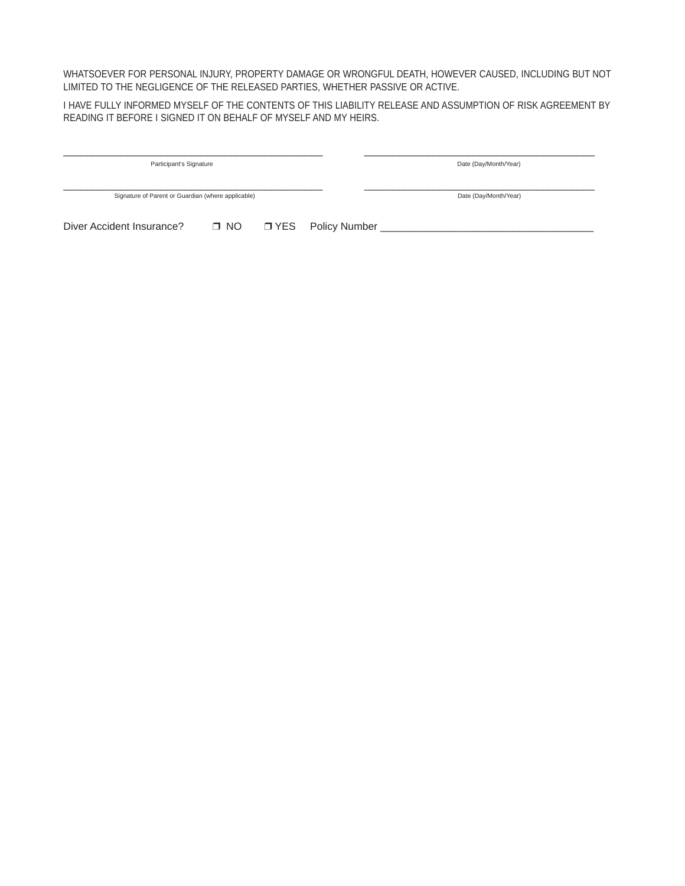WHATSOEVER FOR PERSONAL INJURY, PROPERTY DAMAGE OR WRONGFUL DEATH, HOWEVER CAUSED, INCLUDING BUT NOT LIMITED TO THE NEGLIGENCE OF THE RELEASED PARTIES, WHETHER PASSIVE OR ACTIVE.

I HAVE FULLY INFORMED MYSELF OF THE CONTENTS OF THIS LIABILITY RELEASE AND ASSUMPTION OF RISK AGREEMENT BY READING IT BEFORE I SIGNED IT ON BEHALF OF MYSELF AND MY HEIRS.

| | |
|---|---|
| ______________________________________ | ______________________________________ |
| Participant's Signature | Date (Day/Month/Year) |
| ______________________________________ | ______________________________________ |
| Signature of Parent or Guardian (where applicable) | Date (Day/Month/Year) |

Diver Accident Insurance? ❐ NO ❐ YES Policy Number ______________________________